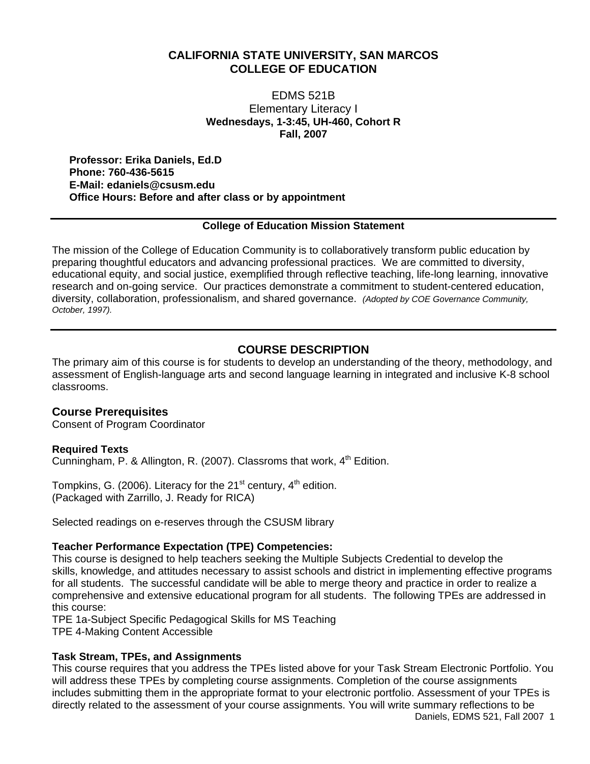# CALIFORNIA STATE UNIVERSITY, SAN MARCOS
# COLLEGE OF EDUCATION

EDMS 521B
Elementary Literacy I
**Wednesdays, 1-3:45, UH-460, Cohort R**
**Fall, 2007**

**Professor: Erika Daniels, Ed.D**
**Phone: 760-436-5615**
**E-Mail: edaniels@csusm.edu**
**Office Hours: Before and after class or by appointment**

---

**College of Education Mission Statement**

The mission of the College of Education Community is to collaboratively transform public education by preparing thoughtful educators and advancing professional practices. We are committed to diversity, educational equity, and social justice, exemplified through reflective teaching, life-long learning, innovative research and on-going service. Our practices demonstrate a commitment to student-centered education, diversity, collaboration, professionalism, and shared governance. *(Adopted by COE Governance Community, October, 1997).*

---

## COURSE DESCRIPTION

The primary aim of this course is for students to develop an understanding of the theory, methodology, and assessment of English-language arts and second language learning in integrated and inclusive K-8 school classrooms.

### Course Prerequisites

Consent of Program Coordinator

**Required Texts**

Cunningham, P. & Allington, R. (2007). Classroms that work, 4th Edition.

Tompkins, G. (2006). Literacy for the 21st century, 4th edition.
(Packaged with Zarrillo, J. Ready for RICA)

Selected readings on e-reserves through the CSUSM library

**Teacher Performance Expectation (TPE) Competencies:**

This course is designed to help teachers seeking the Multiple Subjects Credential to develop the skills, knowledge, and attitudes necessary to assist schools and district in implementing effective programs for all students. The successful candidate will be able to merge theory and practice in order to realize a comprehensive and extensive educational program for all students. The following TPEs are addressed in this course:

TPE 1a-Subject Specific Pedagogical Skills for MS Teaching
TPE 4-Making Content Accessible

**Task Stream, TPEs, and Assignments**

This course requires that you address the TPEs listed above for your Task Stream Electronic Portfolio. You will address these TPEs by completing course assignments. Completion of the course assignments includes submitting them in the appropriate format to your electronic portfolio. Assessment of your TPEs is directly related to the assessment of your course assignments. You will write summary reflections to be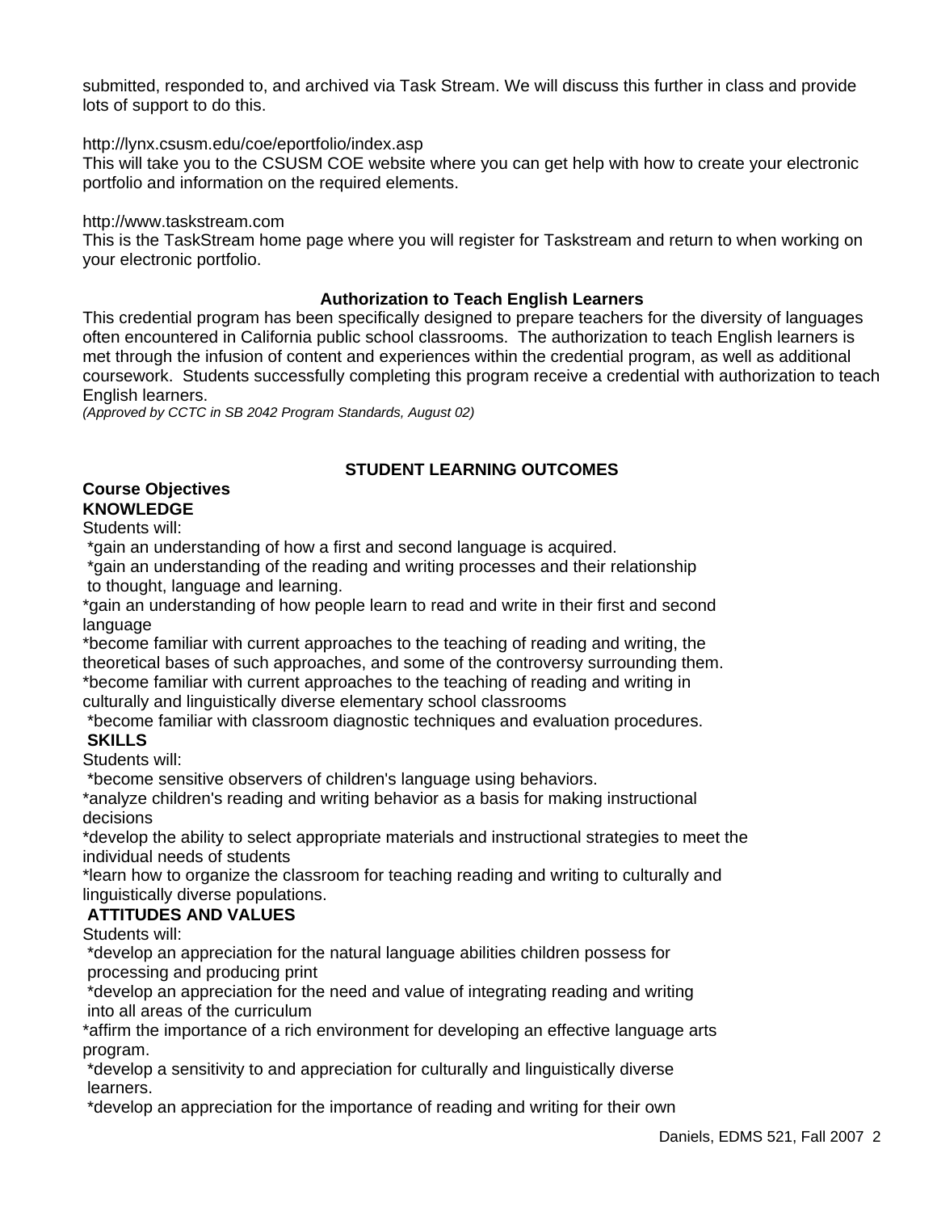submitted, responded to, and archived via Task Stream. We will discuss this further in class and provide lots of support to do this.

http://lynx.csusm.edu/coe/eportfolio/index.asp
This will take you to the CSUSM COE website where you can get help with how to create your electronic portfolio and information on the required elements.

http://www.taskstream.com
This is the TaskStream home page where you will register for Taskstream and return to when working on your electronic portfolio.

### Authorization to Teach English Learners

This credential program has been specifically designed to prepare teachers for the diversity of languages often encountered in California public school classrooms. The authorization to teach English learners is met through the infusion of content and experiences within the credential program, as well as additional coursework. Students successfully completing this program receive a credential with authorization to teach English learners.
*(Approved by CCTC in SB 2042 Program Standards, August 02)*

## STUDENT LEARNING OUTCOMES

**Course Objectives**
**KNOWLEDGE**

Students will:

*gain an understanding of how a first and second language is acquired.
*gain an understanding of the reading and writing processes and their relationship to thought, language and learning.
*gain an understanding of how people learn to read and write in their first and second language
*become familiar with current approaches to the teaching of reading and writing, the theoretical bases of such approaches, and some of the controversy surrounding them.
*become familiar with current approaches to the teaching of reading and writing in culturally and linguistically diverse elementary school classrooms
*become familiar with classroom diagnostic techniques and evaluation procedures.

**SKILLS**

Students will:

*become sensitive observers of children's language using behaviors.
*analyze children's reading and writing behavior as a basis for making instructional decisions
*develop the ability to select appropriate materials and instructional strategies to meet the individual needs of students
*learn how to organize the classroom for teaching reading and writing to culturally and linguistically diverse populations.

**ATTITUDES AND VALUES**

Students will:

*develop an appreciation for the natural language abilities children possess for processing and producing print
*develop an appreciation for the need and value of integrating reading and writing into all areas of the curriculum
*affirm the importance of a rich environment for developing an effective language arts program.
*develop a sensitivity to and appreciation for culturally and linguistically diverse learners.
*develop an appreciation for the importance of reading and writing for their own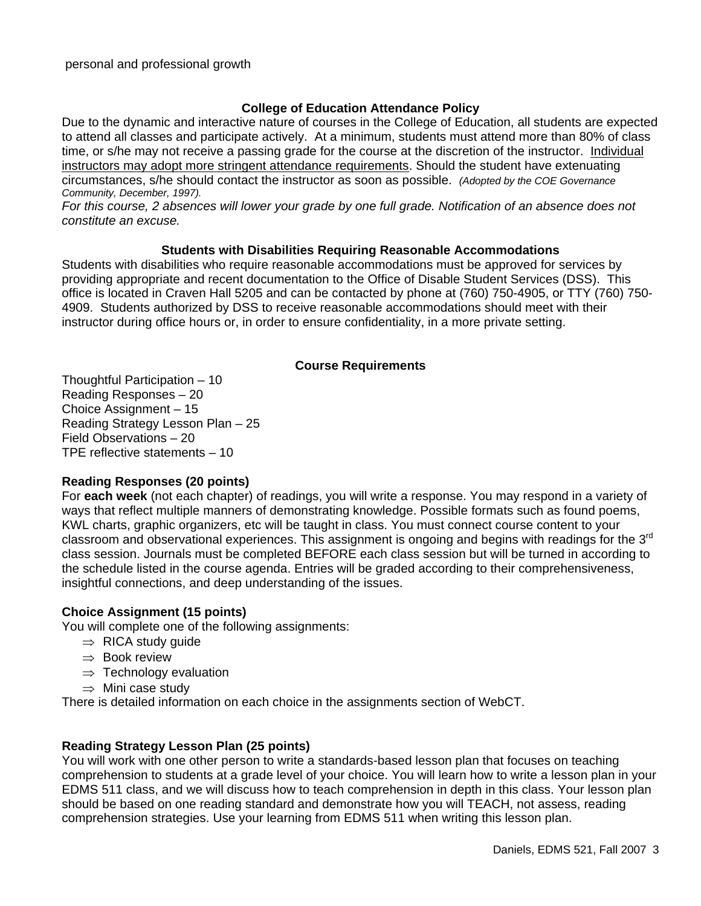personal and professional growth

### College of Education Attendance Policy

Due to the dynamic and interactive nature of courses in the College of Education, all students are expected to attend all classes and participate actively. At a minimum, students must attend more than 80% of class time, or s/he may not receive a passing grade for the course at the discretion of the instructor. Individual instructors may adopt more stringent attendance requirements. Should the student have extenuating circumstances, s/he should contact the instructor as soon as possible. *(Adopted by the COE Governance Community, December, 1997).*

*For this course, 2 absences will lower your grade by one full grade. Notification of an absence does not constitute an excuse.*

### Students with Disabilities Requiring Reasonable Accommodations

Students with disabilities who require reasonable accommodations must be approved for services by providing appropriate and recent documentation to the Office of Disable Student Services (DSS). This office is located in Craven Hall 5205 and can be contacted by phone at (760) 750-4905, or TTY (760) 750-4909. Students authorized by DSS to receive reasonable accommodations should meet with their instructor during office hours or, in order to ensure confidentiality, in a more private setting.

### Course Requirements

Thoughtful Participation – 10
Reading Responses – 20
Choice Assignment – 15
Reading Strategy Lesson Plan – 25
Field Observations – 20
TPE reflective statements – 10

**Reading Responses (20 points)**

For **each week** (not each chapter) of readings, you will write a response. You may respond in a variety of ways that reflect multiple manners of demonstrating knowledge. Possible formats such as found poems, KWL charts, graphic organizers, etc will be taught in class. You must connect course content to your classroom and observational experiences. This assignment is ongoing and begins with readings for the 3rd class session. Journals must be completed BEFORE each class session but will be turned in according to the schedule listed in the course agenda. Entries will be graded according to their comprehensiveness, insightful connections, and deep understanding of the issues.

**Choice Assignment (15 points)**

You will complete one of the following assignments:

- ⇒ RICA study guide
- ⇒ Book review
- ⇒ Technology evaluation
- ⇒ Mini case study

There is detailed information on each choice in the assignments section of WebCT.

**Reading Strategy Lesson Plan (25 points)**

You will work with one other person to write a standards-based lesson plan that focuses on teaching comprehension to students at a grade level of your choice. You will learn how to write a lesson plan in your EDMS 511 class, and we will discuss how to teach comprehension in depth in this class. Your lesson plan should be based on one reading standard and demonstrate how you will TEACH, not assess, reading comprehension strategies. Use your learning from EDMS 511 when writing this lesson plan.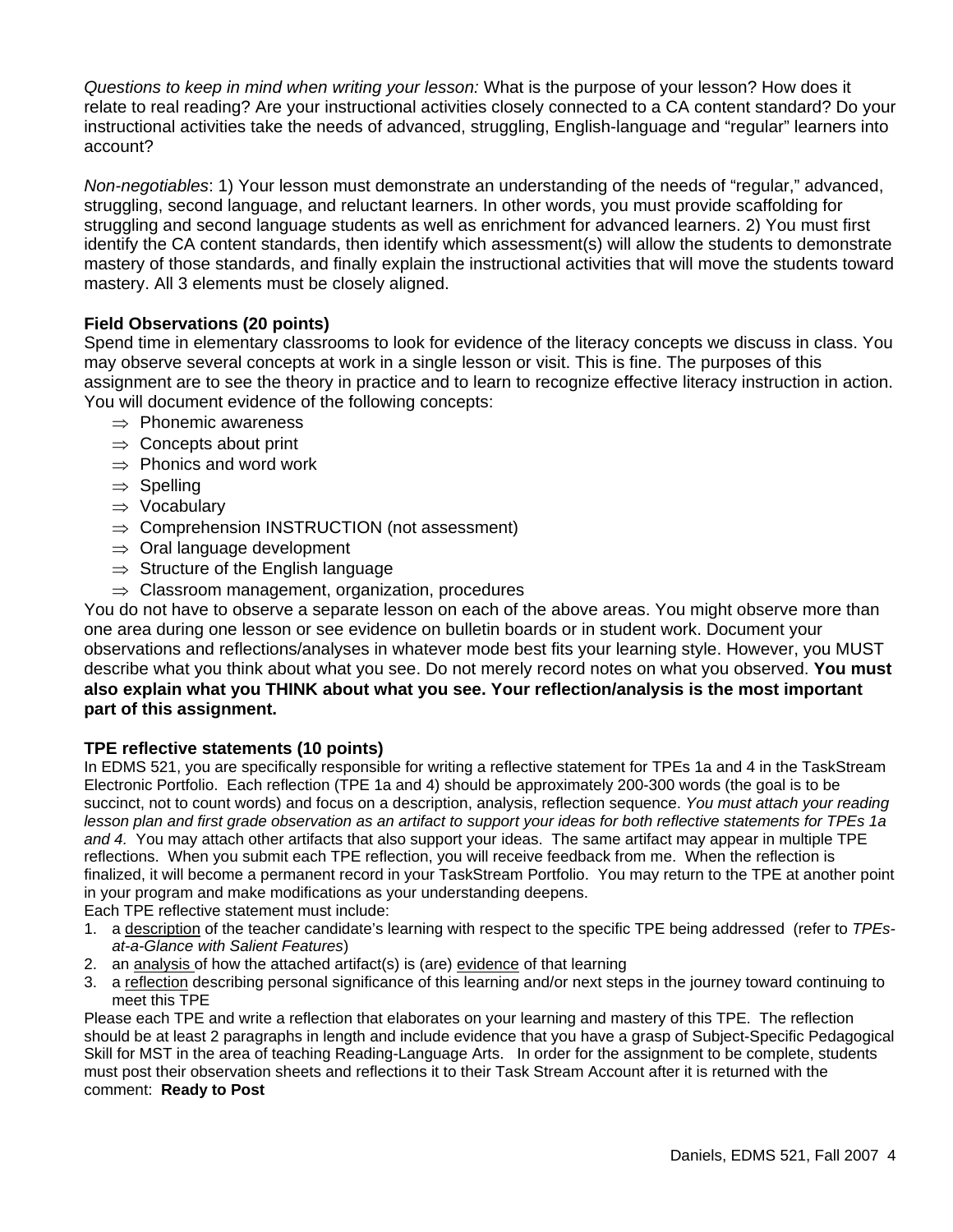*Questions to keep in mind when writing your lesson:* What is the purpose of your lesson? How does it relate to real reading? Are your instructional activities closely connected to a CA content standard? Do your instructional activities take the needs of advanced, struggling, English-language and "regular" learners into account?

*Non-negotiables*: 1) Your lesson must demonstrate an understanding of the needs of "regular," advanced, struggling, second language, and reluctant learners. In other words, you must provide scaffolding for struggling and second language students as well as enrichment for advanced learners. 2) You must first identify the CA content standards, then identify which assessment(s) will allow the students to demonstrate mastery of those standards, and finally explain the instructional activities that will move the students toward mastery. All 3 elements must be closely aligned.

**Field Observations (20 points)**
Spend time in elementary classrooms to look for evidence of the literacy concepts we discuss in class. You may observe several concepts at work in a single lesson or visit. This is fine. The purposes of this assignment are to see the theory in practice and to learn to recognize effective literacy instruction in action. You will document evidence of the following concepts:

- ⇒ Phonemic awareness
- ⇒ Concepts about print
- ⇒ Phonics and word work
- ⇒ Spelling
- ⇒ Vocabulary
- ⇒ Comprehension INSTRUCTION (not assessment)
- ⇒ Oral language development
- ⇒ Structure of the English language
- ⇒ Classroom management, organization, procedures

You do not have to observe a separate lesson on each of the above areas. You might observe more than one area during one lesson or see evidence on bulletin boards or in student work. Document your observations and reflections/analyses in whatever mode best fits your learning style. However, you MUST describe what you think about what you see. Do not merely record notes on what you observed. **You must also explain what you THINK about what you see. Your reflection/analysis is the most important part of this assignment.**

**TPE reflective statements (10 points)**
In EDMS 521, you are specifically responsible for writing a reflective statement for TPEs 1a and 4 in the TaskStream Electronic Portfolio. Each reflection (TPE 1a and 4) should be approximately 200-300 words (the goal is to be succinct, not to count words) and focus on a description, analysis, reflection sequence. *You must attach your reading lesson plan and first grade observation as an artifact to support your ideas for both reflective statements for TPEs 1a and 4.* You may attach other artifacts that also support your ideas. The same artifact may appear in multiple TPE reflections. When you submit each TPE reflection, you will receive feedback from me. When the reflection is finalized, it will become a permanent record in your TaskStream Portfolio. You may return to the TPE at another point in your program and make modifications as your understanding deepens.
Each TPE reflective statement must include:

1. a <u>description</u> of the teacher candidate's learning with respect to the specific TPE being addressed (refer to *TPEs-at-a-Glance with Salient Features*)
2. an <u>analysis</u> of how the attached artifact(s) is (are) <u>evidence</u> of that learning
3. a <u>reflection</u> describing personal significance of this learning and/or next steps in the journey toward continuing to meet this TPE

Please each TPE and write a reflection that elaborates on your learning and mastery of this TPE. The reflection should be at least 2 paragraphs in length and include evidence that you have a grasp of Subject-Specific Pedagogical Skill for MST in the area of teaching Reading-Language Arts. In order for the assignment to be complete, students must post their observation sheets and reflections it to their Task Stream Account after it is returned with the comment: **Ready to Post**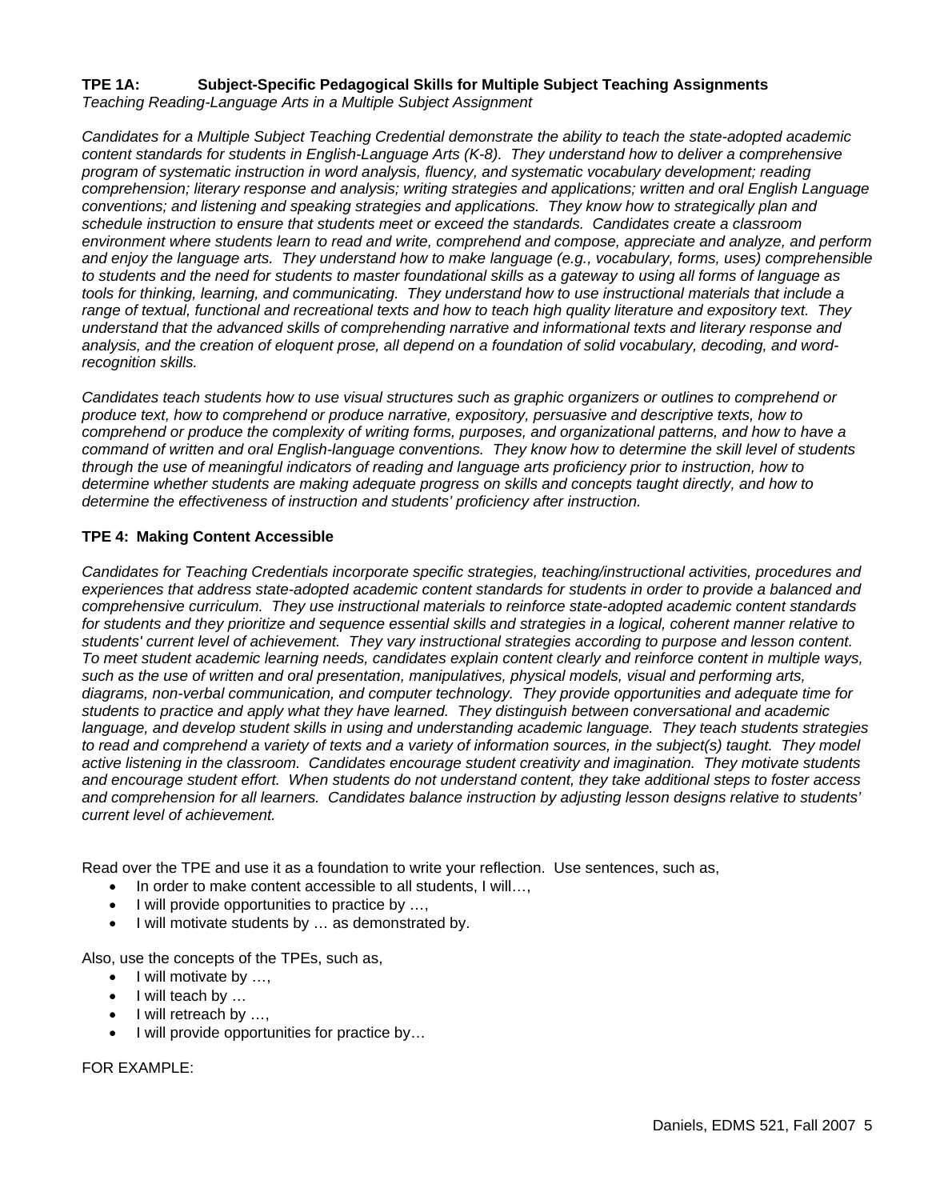**TPE 1A: Subject-Specific Pedagogical Skills for Multiple Subject Teaching Assignments**
*Teaching Reading-Language Arts in a Multiple Subject Assignment*

*Candidates for a Multiple Subject Teaching Credential demonstrate the ability to teach the state-adopted academic content standards for students in English-Language Arts (K-8). They understand how to deliver a comprehensive program of systematic instruction in word analysis, fluency, and systematic vocabulary development; reading comprehension; literary response and analysis; writing strategies and applications; written and oral English Language conventions; and listening and speaking strategies and applications. They know how to strategically plan and schedule instruction to ensure that students meet or exceed the standards. Candidates create a classroom environment where students learn to read and write, comprehend and compose, appreciate and analyze, and perform and enjoy the language arts. They understand how to make language (e.g., vocabulary, forms, uses) comprehensible to students and the need for students to master foundational skills as a gateway to using all forms of language as tools for thinking, learning, and communicating. They understand how to use instructional materials that include a range of textual, functional and recreational texts and how to teach high quality literature and expository text. They understand that the advanced skills of comprehending narrative and informational texts and literary response and analysis, and the creation of eloquent prose, all depend on a foundation of solid vocabulary, decoding, and word-recognition skills.*

*Candidates teach students how to use visual structures such as graphic organizers or outlines to comprehend or produce text, how to comprehend or produce narrative, expository, persuasive and descriptive texts, how to comprehend or produce the complexity of writing forms, purposes, and organizational patterns, and how to have a command of written and oral English-language conventions. They know how to determine the skill level of students through the use of meaningful indicators of reading and language arts proficiency prior to instruction, how to determine whether students are making adequate progress on skills and concepts taught directly, and how to determine the effectiveness of instruction and students' proficiency after instruction.*

**TPE 4: Making Content Accessible**

*Candidates for Teaching Credentials incorporate specific strategies, teaching/instructional activities, procedures and experiences that address state-adopted academic content standards for students in order to provide a balanced and comprehensive curriculum. They use instructional materials to reinforce state-adopted academic content standards for students and they prioritize and sequence essential skills and strategies in a logical, coherent manner relative to students' current level of achievement. They vary instructional strategies according to purpose and lesson content. To meet student academic learning needs, candidates explain content clearly and reinforce content in multiple ways, such as the use of written and oral presentation, manipulatives, physical models, visual and performing arts, diagrams, non-verbal communication, and computer technology. They provide opportunities and adequate time for students to practice and apply what they have learned. They distinguish between conversational and academic language, and develop student skills in using and understanding academic language. They teach students strategies to read and comprehend a variety of texts and a variety of information sources, in the subject(s) taught. They model active listening in the classroom. Candidates encourage student creativity and imagination. They motivate students and encourage student effort. When students do not understand content, they take additional steps to foster access and comprehension for all learners. Candidates balance instruction by adjusting lesson designs relative to students' current level of achievement.*

Read over the TPE and use it as a foundation to write your reflection. Use sentences, such as,

- In order to make content accessible to all students, I will…,
- I will provide opportunities to practice by …,
- I will motivate students by … as demonstrated by.

Also, use the concepts of the TPEs, such as,

- I will motivate by …,
- I will teach by …
- I will retreach by …,
- I will provide opportunities for practice by…

FOR EXAMPLE: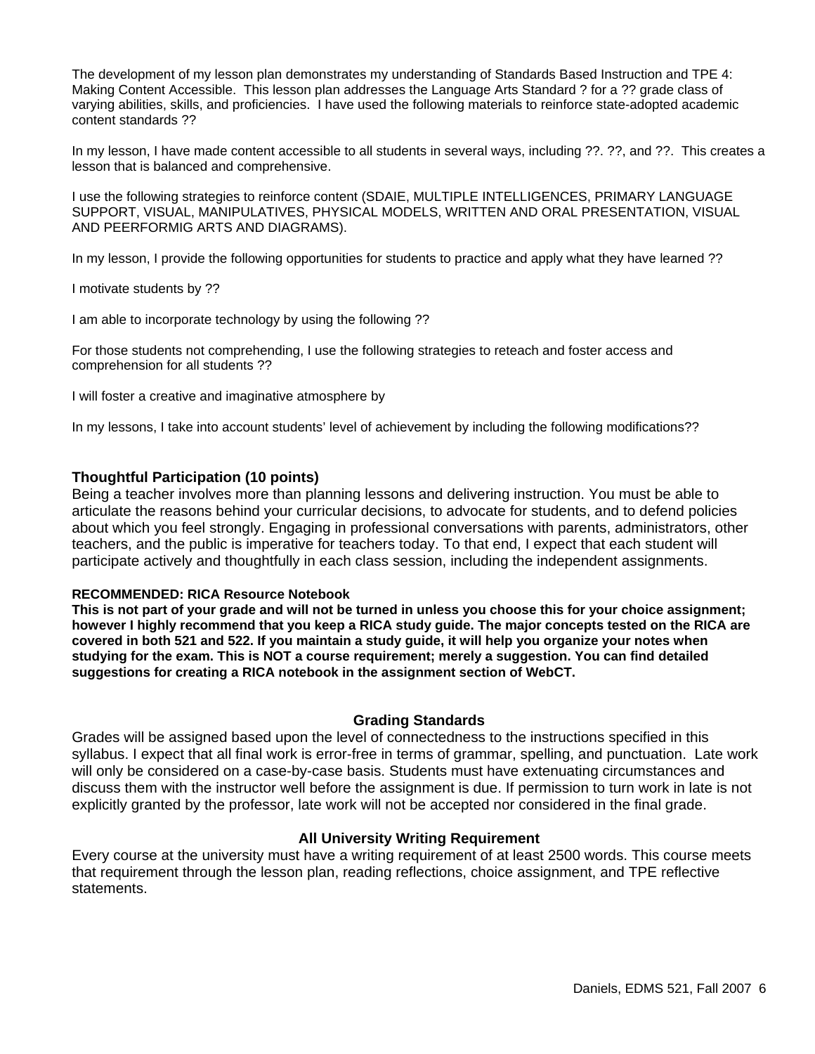The development of my lesson plan demonstrates my understanding of Standards Based Instruction and TPE 4: Making Content Accessible. This lesson plan addresses the Language Arts Standard ? for a ?? grade class of varying abilities, skills, and proficiencies. I have used the following materials to reinforce state-adopted academic content standards ??

In my lesson, I have made content accessible to all students in several ways, including ??. ??, and ??. This creates a lesson that is balanced and comprehensive.

I use the following strategies to reinforce content (SDAIE, MULTIPLE INTELLIGENCES, PRIMARY LANGUAGE SUPPORT, VISUAL, MANIPULATIVES, PHYSICAL MODELS, WRITTEN AND ORAL PRESENTATION, VISUAL AND PEERFORMIG ARTS AND DIAGRAMS).

In my lesson, I provide the following opportunities for students to practice and apply what they have learned ??

I motivate students by ??

I am able to incorporate technology by using the following ??

For those students not comprehending, I use the following strategies to reteach and foster access and comprehension for all students ??

I will foster a creative and imaginative atmosphere by

In my lessons, I take into account students' level of achievement by including the following modifications??

### Thoughtful Participation (10 points)

Being a teacher involves more than planning lessons and delivering instruction. You must be able to articulate the reasons behind your curricular decisions, to advocate for students, and to defend policies about which you feel strongly. Engaging in professional conversations with parents, administrators, other teachers, and the public is imperative for teachers today. To that end, I expect that each student will participate actively and thoughtfully in each class session, including the independent assignments.

**RECOMMENDED: RICA Resource Notebook**

**This is not part of your grade and will not be turned in unless you choose this for your choice assignment; however I highly recommend that you keep a RICA study guide. The major concepts tested on the RICA are covered in both 521 and 522. If you maintain a study guide, it will help you organize your notes when studying for the exam. This is NOT a course requirement; merely a suggestion. You can find detailed suggestions for creating a RICA notebook in the assignment section of WebCT.**

### Grading Standards

Grades will be assigned based upon the level of connectedness to the instructions specified in this syllabus. I expect that all final work is error-free in terms of grammar, spelling, and punctuation. Late work will only be considered on a case-by-case basis. Students must have extenuating circumstances and discuss them with the instructor well before the assignment is due. If permission to turn work in late is not explicitly granted by the professor, late work will not be accepted nor considered in the final grade.

### All University Writing Requirement

Every course at the university must have a writing requirement of at least 2500 words. This course meets that requirement through the lesson plan, reading reflections, choice assignment, and TPE reflective statements.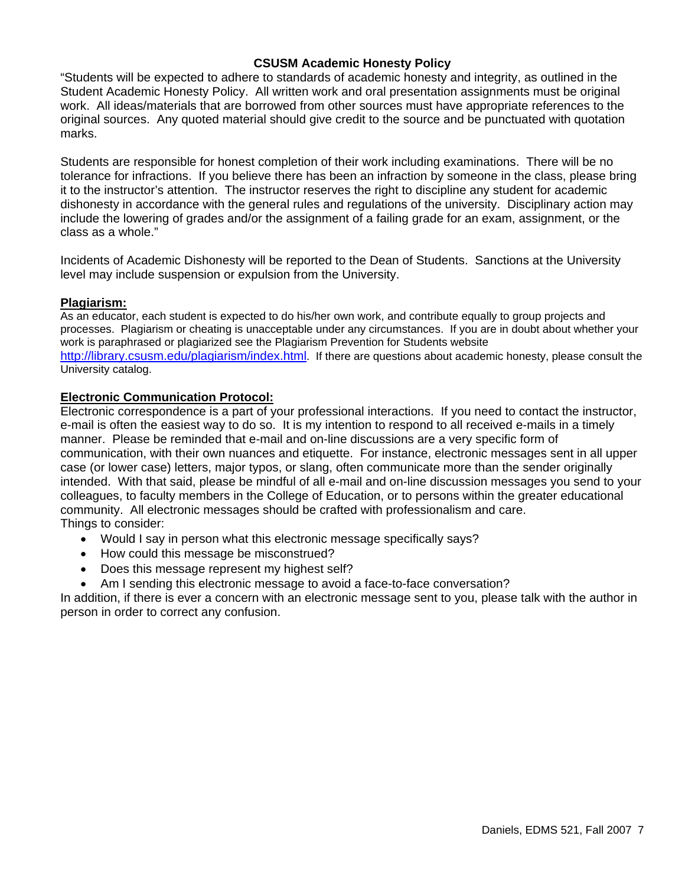## CSUSM Academic Honesty Policy

"Students will be expected to adhere to standards of academic honesty and integrity, as outlined in the Student Academic Honesty Policy. All written work and oral presentation assignments must be original work. All ideas/materials that are borrowed from other sources must have appropriate references to the original sources. Any quoted material should give credit to the source and be punctuated with quotation marks.

Students are responsible for honest completion of their work including examinations. There will be no tolerance for infractions. If you believe there has been an infraction by someone in the class, please bring it to the instructor's attention. The instructor reserves the right to discipline any student for academic dishonesty in accordance with the general rules and regulations of the university. Disciplinary action may include the lowering of grades and/or the assignment of a failing grade for an exam, assignment, or the class as a whole."

Incidents of Academic Dishonesty will be reported to the Dean of Students. Sanctions at the University level may include suspension or expulsion from the University.

**Plagiarism:**

As an educator, each student is expected to do his/her own work, and contribute equally to group projects and processes. Plagiarism or cheating is unacceptable under any circumstances. If you are in doubt about whether your work is paraphrased or plagiarized see the Plagiarism Prevention for Students website http://library.csusm.edu/plagiarism/index.html. If there are questions about academic honesty, please consult the University catalog.

**Electronic Communication Protocol:**

Electronic correspondence is a part of your professional interactions. If you need to contact the instructor, e-mail is often the easiest way to do so. It is my intention to respond to all received e-mails in a timely manner. Please be reminded that e-mail and on-line discussions are a very specific form of communication, with their own nuances and etiquette. For instance, electronic messages sent in all upper case (or lower case) letters, major typos, or slang, often communicate more than the sender originally intended. With that said, please be mindful of all e-mail and on-line discussion messages you send to your colleagues, to faculty members in the College of Education, or to persons within the greater educational community. All electronic messages should be crafted with professionalism and care.

Things to consider:

- Would I say in person what this electronic message specifically says?
- How could this message be misconstrued?
- Does this message represent my highest self?
- Am I sending this electronic message to avoid a face-to-face conversation?

In addition, if there is ever a concern with an electronic message sent to you, please talk with the author in person in order to correct any confusion.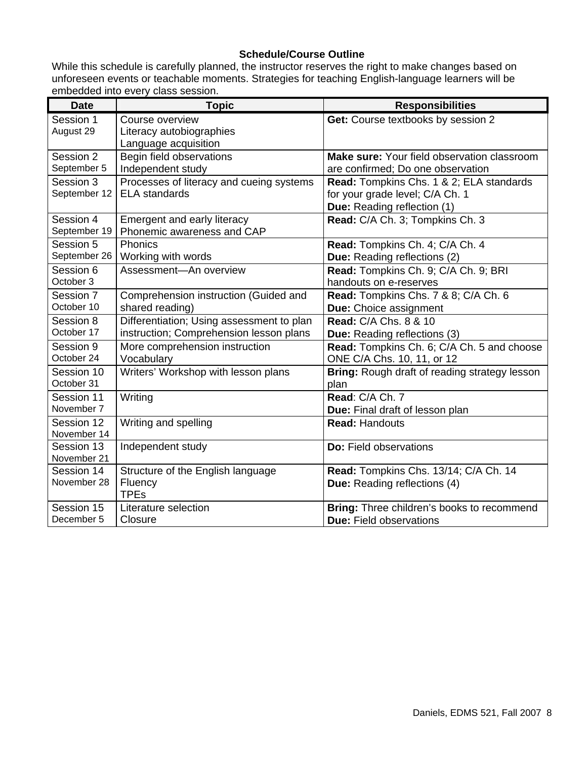### Schedule/Course Outline

While this schedule is carefully planned, the instructor reserves the right to make changes based on unforeseen events or teachable moments. Strategies for teaching English-language learners will be embedded into every class session.

| Date | Topic | Responsibilities |
|---|---|---|
| Session 1<br>August 29 | Course overview<br>Literacy autobiographies<br>Language acquisition | **Get:** Course textbooks by session 2 |
| Session 2<br>September 5 | Begin field observations<br>Independent study | **Make sure:** Your field observation classroom are confirmed; Do one observation |
| Session 3<br>September 12 | Processes of literacy and cueing systems<br>ELA standards | **Read:** Tompkins Chs. 1 & 2; ELA standards for your grade level; C/A Ch. 1<br>**Due:** Reading reflection (1) |
| Session 4<br>September 19 | Emergent and early literacy<br>Phonemic awareness and CAP | **Read:** C/A Ch. 3; Tompkins Ch. 3 |
| Session 5<br>September 26 | Phonics<br>Working with words | **Read:** Tompkins Ch. 4; C/A Ch. 4<br>**Due:** Reading reflections (2) |
| Session 6<br>October 3 | Assessment—An overview | **Read:** Tompkins Ch. 9; C/A Ch. 9; BRI handouts on e-reserves |
| Session 7<br>October 10 | Comprehension instruction (Guided and shared reading) | **Read:** Tompkins Chs. 7 & 8; C/A Ch. 6<br>**Due:** Choice assignment |
| Session 8<br>October 17 | Differentiation; Using assessment to plan instruction; Comprehension lesson plans | **Read:** C/A Chs. 8 & 10<br>**Due:** Reading reflections (3) |
| Session 9<br>October 24 | More comprehension instruction<br>Vocabulary | **Read:** Tompkins Ch. 6; C/A Ch. 5 and choose ONE C/A Chs. 10, 11, or 12 |
| Session 10<br>October 31 | Writers' Workshop with lesson plans | **Bring:** Rough draft of reading strategy lesson plan |
| Session 11<br>November 7 | Writing | **Read**: C/A Ch. 7<br>**Due:** Final draft of lesson plan |
| Session 12<br>November 14 | Writing and spelling | **Read:** Handouts |
| Session 13<br>November 21 | Independent study | **Do:** Field observations |
| Session 14<br>November 28 | Structure of the English language<br>Fluency<br>TPEs | **Read:** Tompkins Chs. 13/14; C/A Ch. 14<br>**Due:** Reading reflections (4) |
| Session 15<br>December 5 | Literature selection<br>Closure | **Bring:** Three children's books to recommend<br>**Due:** Field observations |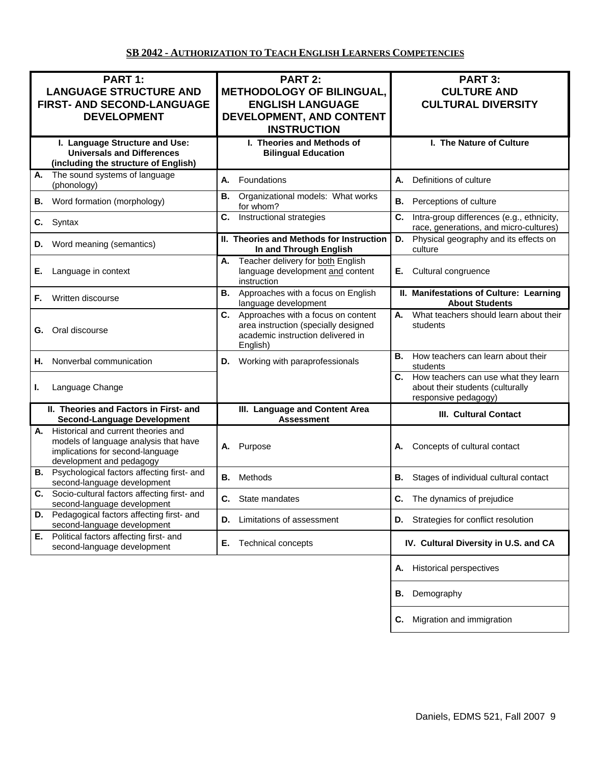## SB 2042 - AUTHORIZATION TO TEACH ENGLISH LEARNERS COMPETENCIES

| PART 1: LANGUAGE STRUCTURE AND FIRST- AND SECOND-LANGUAGE DEVELOPMENT | PART 2: METHODOLOGY OF BILINGUAL, ENGLISH LANGUAGE DEVELOPMENT, AND CONTENT INSTRUCTION | PART 3: CULTURE AND CULTURAL DIVERSITY |
|---|---|---|
| **I. Language Structure and Use: Universals and Differences (including the structure of English)** | **I. Theories and Methods of Bilingual Education** | **I. The Nature of Culture** |
| **A.** The sound systems of language (phonology) | **A.** Foundations | **A.** Definitions of culture |
| **B.** Word formation (morphology) | **B.** Organizational models: What works for whom? | **B.** Perceptions of culture |
| **C.** Syntax | **C.** Instructional strategies | **C.** Intra-group differences (e.g., ethnicity, race, generations, and micro-cultures) |
| **D.** Word meaning (semantics) | **II. Theories and Methods for Instruction In and Through English** | **D.** Physical geography and its effects on culture |
| **E.** Language in context | **A.** Teacher delivery for both English language development and content instruction | **E.** Cultural congruence |
| **F.** Written discourse | **B.** Approaches with a focus on English language development | **II. Manifestations of Culture: Learning About Students** |
| **G.** Oral discourse | **C.** Approaches with a focus on content area instruction (specially designed academic instruction delivered in English) | **A.** What teachers should learn about their students |
| **H.** Nonverbal communication | **D.** Working with paraprofessionals | **B.** How teachers can learn about their students |
| **I.** Language Change | | **C.** How teachers can use what they learn about their students (culturally responsive pedagogy) |
| **II. Theories and Factors in First- and Second-Language Development** | **III. Language and Content Area Assessment** | **III. Cultural Contact** |
| **A.** Historical and current theories and models of language analysis that have implications for second-language development and pedagogy | **A.** Purpose | **A.** Concepts of cultural contact |
| **B.** Psychological factors affecting first- and second-language development | **B.** Methods | **B.** Stages of individual cultural contact |
| **C.** Socio-cultural factors affecting first- and second-language development | **C.** State mandates | **C.** The dynamics of prejudice |
| **D.** Pedagogical factors affecting first- and second-language development | **D.** Limitations of assessment | **D.** Strategies for conflict resolution |
| **E.** Political factors affecting first- and second-language development | **E.** Technical concepts | **IV. Cultural Diversity in U.S. and CA** |
| | | **A.** Historical perspectives |
| | | **B.** Demography |
| | | **C.** Migration and immigration |